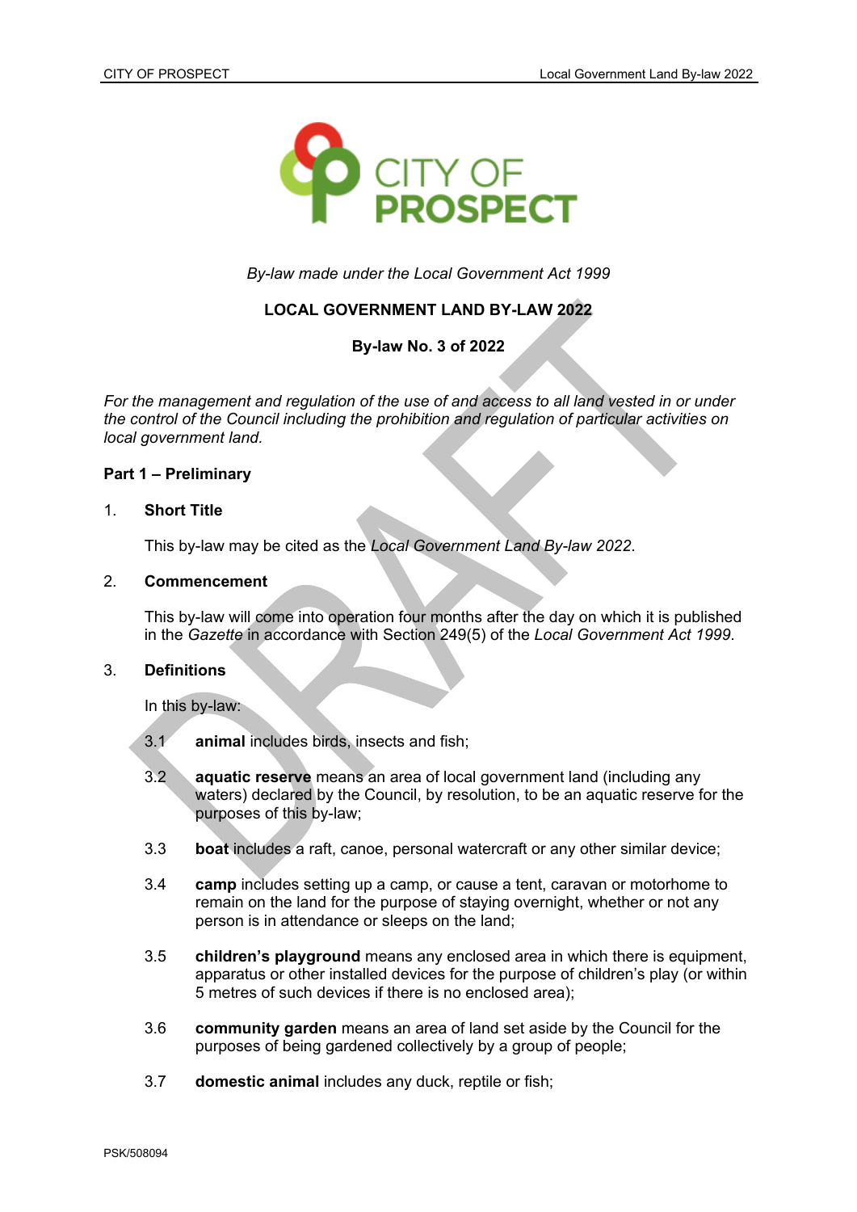*By-law made under the Local Government Act 1999*

# LOCAL GOVERNMENT LAND BY-LAW 2022

## By-law No. 3 of 2022

*For the management and regulation of the use of and access to all land vested in or under the control of the Council including the prohibition and regulation of particular activities on local government land.*

## Part 1 – Preliminary

### 1. Short Title

This by-law may be cited as the *Local Government Land By-law 2022*.

### 2. Commencement

This by-law will come into operation four months after the day on which it is published in the *Gazette* in accordance with Section 249(5) of the *Local Government Act 1999*.

### 3. Definitions

In this by-law:

3.1 **animal** includes birds, insects and fish;

3.2 **aquatic reserve** means an area of local government land (including any waters) declared by the Council, by resolution, to be an aquatic reserve for the purposes of this by-law;

3.3 **boat** includes a raft, canoe, personal watercraft or any other similar device;

3.4 **camp** includes setting up a camp, or cause a tent, caravan or motorhome to remain on the land for the purpose of staying overnight, whether or not any person is in attendance or sleeps on the land;

3.5 **children's playground** means any enclosed area in which there is equipment, apparatus or other installed devices for the purpose of children's play (or within 5 metres of such devices if there is no enclosed area);

3.6 **community garden** means an area of land set aside by the Council for the purposes of being gardened collectively by a group of people;

3.7 **domestic animal** includes any duck, reptile or fish;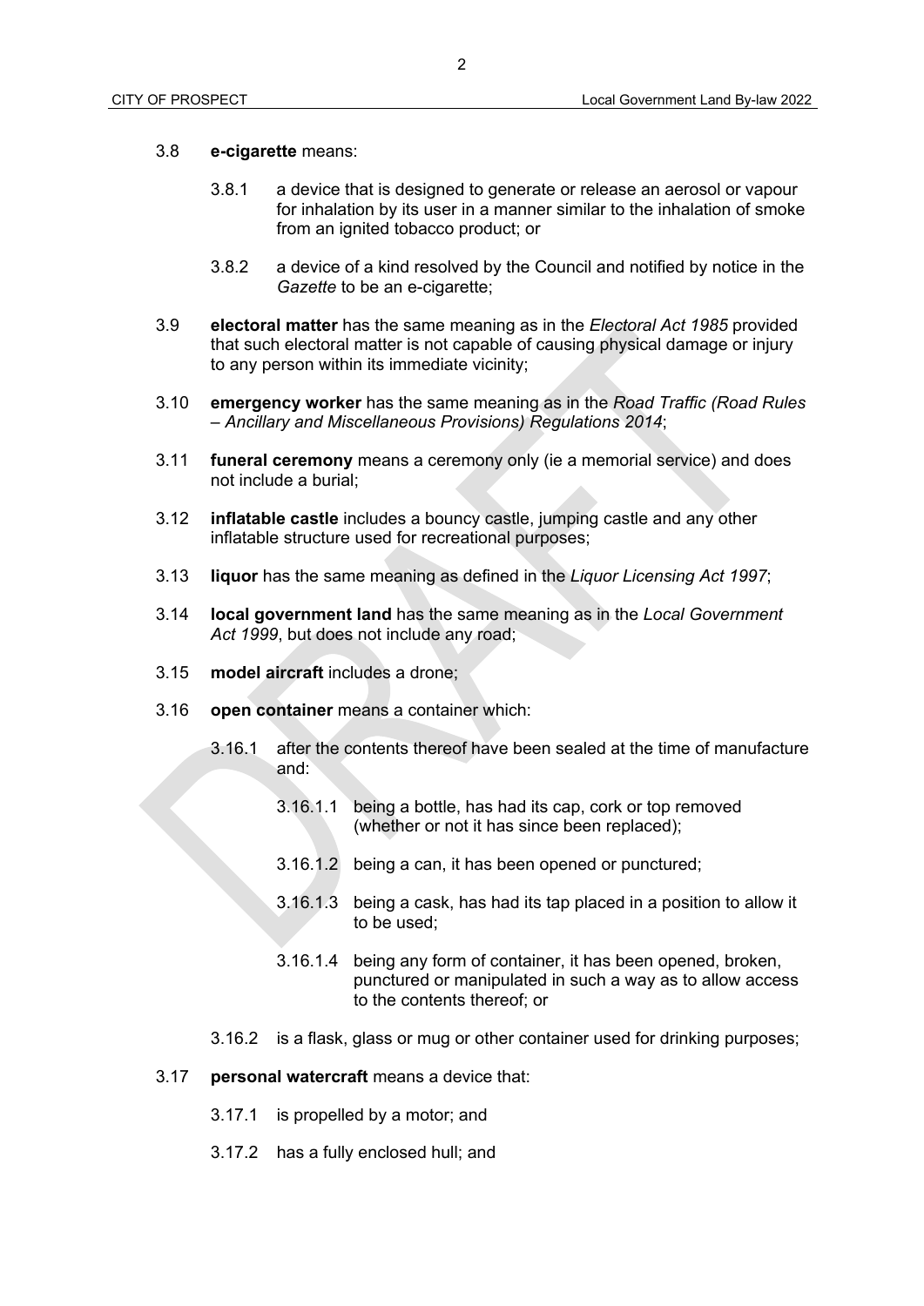3.8 **e-cigarette** means:

3.8.1 a device that is designed to generate or release an aerosol or vapour for inhalation by its user in a manner similar to the inhalation of smoke from an ignited tobacco product; or

3.8.2 a device of a kind resolved by the Council and notified by notice in the *Gazette* to be an e-cigarette;

3.9 **electoral matter** has the same meaning as in the *Electoral Act 1985* provided that such electoral matter is not capable of causing physical damage or injury to any person within its immediate vicinity;

3.10 **emergency worker** has the same meaning as in the *Road Traffic (Road Rules – Ancillary and Miscellaneous Provisions) Regulations 2014*;

3.11 **funeral ceremony** means a ceremony only (ie a memorial service) and does not include a burial;

3.12 **inflatable castle** includes a bouncy castle, jumping castle and any other inflatable structure used for recreational purposes;

3.13 **liquor** has the same meaning as defined in the *Liquor Licensing Act 1997*;

3.14 **local government land** has the same meaning as in the *Local Government Act 1999*, but does not include any road;

3.15 **model aircraft** includes a drone;

3.16 **open container** means a container which:

3.16.1 after the contents thereof have been sealed at the time of manufacture and:

3.16.1.1 being a bottle, has had its cap, cork or top removed (whether or not it has since been replaced);

3.16.1.2 being a can, it has been opened or punctured;

3.16.1.3 being a cask, has had its tap placed in a position to allow it to be used;

3.16.1.4 being any form of container, it has been opened, broken, punctured or manipulated in such a way as to allow access to the contents thereof; or

3.16.2 is a flask, glass or mug or other container used for drinking purposes;

3.17 **personal watercraft** means a device that:

3.17.1 is propelled by a motor; and

3.17.2 has a fully enclosed hull; and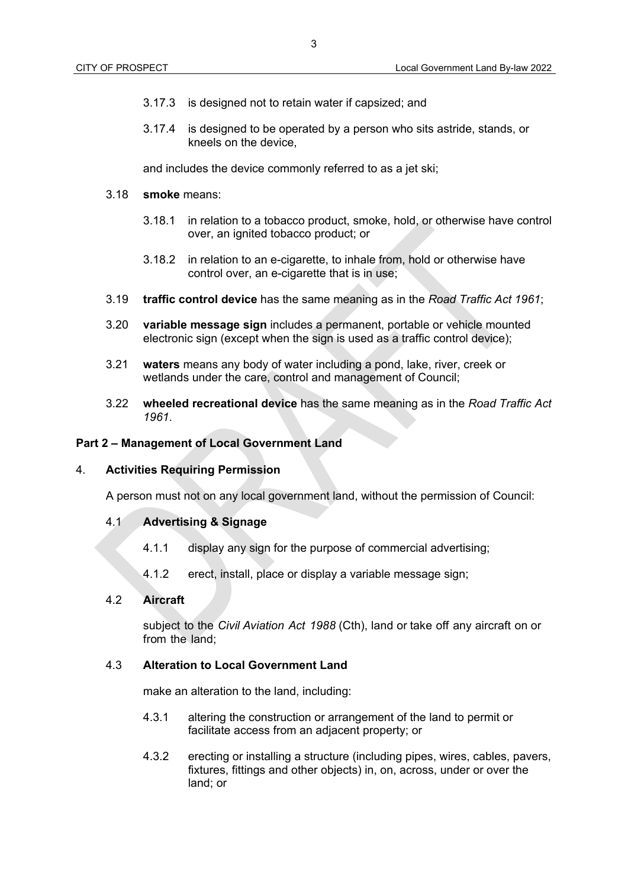3.17.3 is designed not to retain water if capsized; and

3.17.4 is designed to be operated by a person who sits astride, stands, or kneels on the device,

and includes the device commonly referred to as a jet ski;

3.18 **smoke** means:

3.18.1 in relation to a tobacco product, smoke, hold, or otherwise have control over, an ignited tobacco product; or

3.18.2 in relation to an e-cigarette, to inhale from, hold or otherwise have control over, an e-cigarette that is in use;

3.19 **traffic control device** has the same meaning as in the *Road Traffic Act 1961*;

3.20 **variable message sign** includes a permanent, portable or vehicle mounted electronic sign (except when the sign is used as a traffic control device);

3.21 **waters** means any body of water including a pond, lake, river, creek or wetlands under the care, control and management of Council;

3.22 **wheeled recreational device** has the same meaning as in the *Road Traffic Act 1961*.

## Part 2 – Management of Local Government Land

### 4. Activities Requiring Permission

A person must not on any local government land, without the permission of Council:

#### 4.1 Advertising & Signage

4.1.1 display any sign for the purpose of commercial advertising;

4.1.2 erect, install, place or display a variable message sign;

#### 4.2 Aircraft

subject to the *Civil Aviation Act 1988* (Cth), land or take off any aircraft on or from the land;

#### 4.3 Alteration to Local Government Land

make an alteration to the land, including:

4.3.1 altering the construction or arrangement of the land to permit or facilitate access from an adjacent property; or

4.3.2 erecting or installing a structure (including pipes, wires, cables, pavers, fixtures, fittings and other objects) in, on, across, under or over the land; or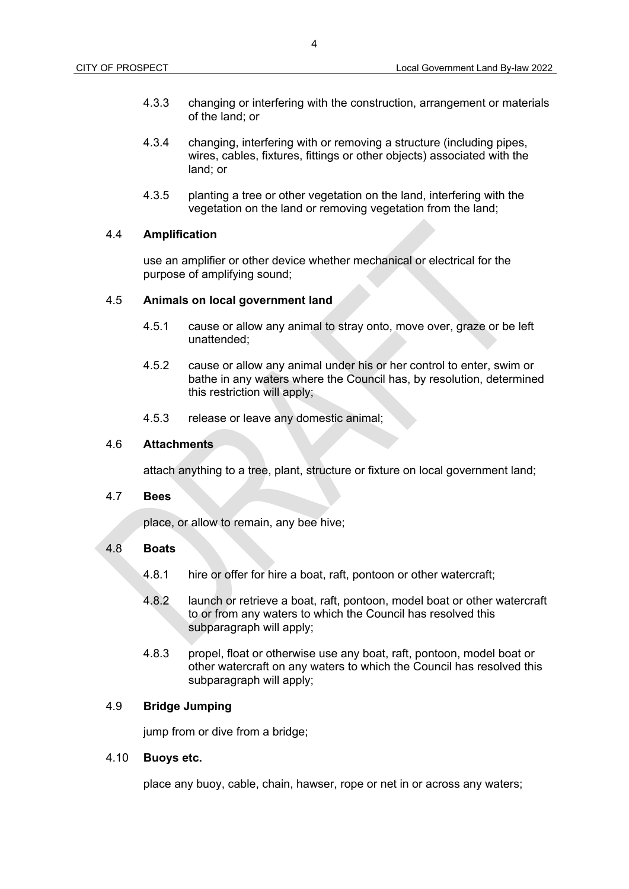4.3.3 changing or interfering with the construction, arrangement or materials of the land; or

4.3.4 changing, interfering with or removing a structure (including pipes, wires, cables, fixtures, fittings or other objects) associated with the land; or

4.3.5 planting a tree or other vegetation on the land, interfering with the vegetation on the land or removing vegetation from the land;

4.4 **Amplification**

use an amplifier or other device whether mechanical or electrical for the purpose of amplifying sound;

4.5 **Animals on local government land**

4.5.1 cause or allow any animal to stray onto, move over, graze or be left unattended;

4.5.2 cause or allow any animal under his or her control to enter, swim or bathe in any waters where the Council has, by resolution, determined this restriction will apply;

4.5.3 release or leave any domestic animal;

4.6 **Attachments**

attach anything to a tree, plant, structure or fixture on local government land;

4.7 **Bees**

place, or allow to remain, any bee hive;

4.8 **Boats**

4.8.1 hire or offer for hire a boat, raft, pontoon or other watercraft;

4.8.2 launch or retrieve a boat, raft, pontoon, model boat or other watercraft to or from any waters to which the Council has resolved this subparagraph will apply;

4.8.3 propel, float or otherwise use any boat, raft, pontoon, model boat or other watercraft on any waters to which the Council has resolved this subparagraph will apply;

4.9 **Bridge Jumping**

jump from or dive from a bridge;

4.10 **Buoys etc.**

place any buoy, cable, chain, hawser, rope or net in or across any waters;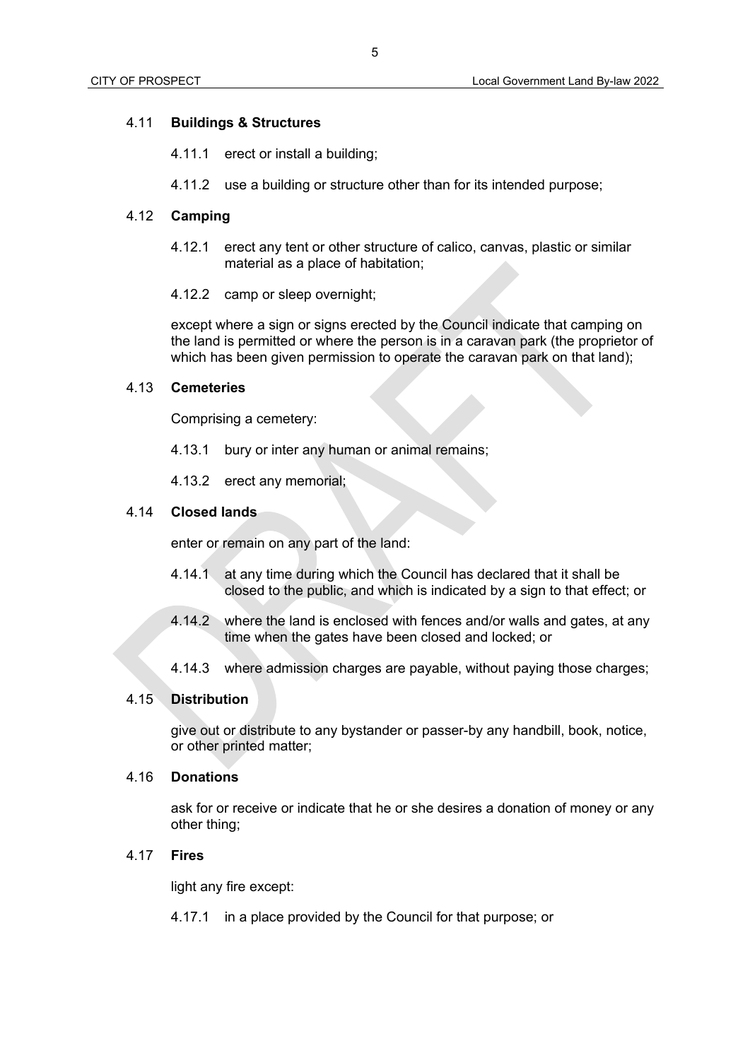4.11 **Buildings & Structures**

4.11.1 erect or install a building;

4.11.2 use a building or structure other than for its intended purpose;

4.12 **Camping**

4.12.1 erect any tent or other structure of calico, canvas, plastic or similar material as a place of habitation;

4.12.2 camp or sleep overnight;

except where a sign or signs erected by the Council indicate that camping on the land is permitted or where the person is in a caravan park (the proprietor of which has been given permission to operate the caravan park on that land);

4.13 **Cemeteries**

Comprising a cemetery:

4.13.1 bury or inter any human or animal remains;

4.13.2 erect any memorial;

4.14 **Closed lands**

enter or remain on any part of the land:

4.14.1 at any time during which the Council has declared that it shall be closed to the public, and which is indicated by a sign to that effect; or

4.14.2 where the land is enclosed with fences and/or walls and gates, at any time when the gates have been closed and locked; or

4.14.3 where admission charges are payable, without paying those charges;

4.15 **Distribution**

give out or distribute to any bystander or passer-by any handbill, book, notice, or other printed matter;

4.16 **Donations**

ask for or receive or indicate that he or she desires a donation of money or any other thing;

4.17 **Fires**

light any fire except:

4.17.1 in a place provided by the Council for that purpose; or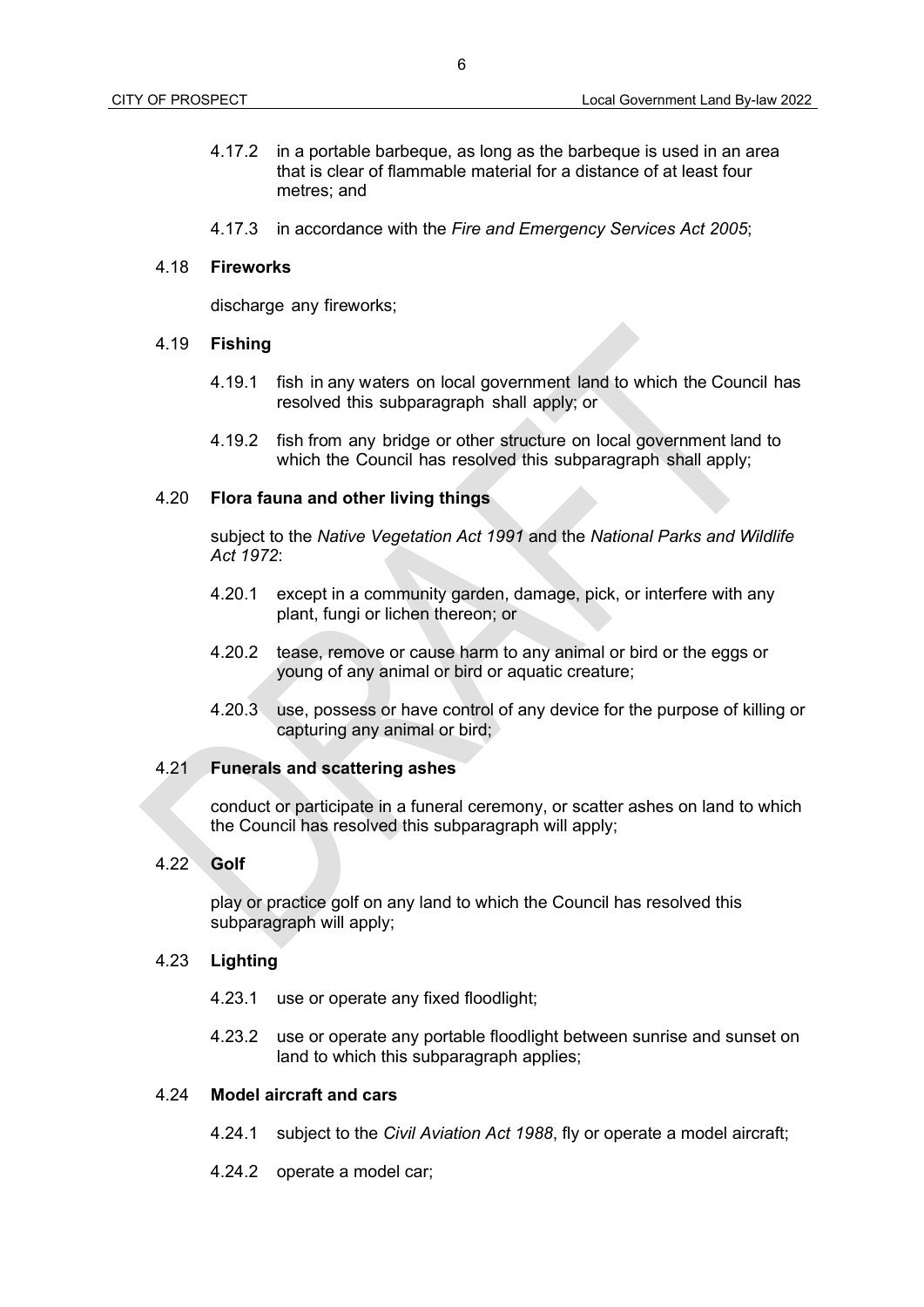4.17.2 in a portable barbeque, as long as the barbeque is used in an area that is clear of flammable material for a distance of at least four metres; and

4.17.3 in accordance with the *Fire and Emergency Services Act 2005*;

4.18 **Fireworks**

discharge any fireworks;

4.19 **Fishing**

4.19.1 fish in any waters on local government land to which the Council has resolved this subparagraph shall apply; or

4.19.2 fish from any bridge or other structure on local government land to which the Council has resolved this subparagraph shall apply;

4.20 **Flora fauna and other living things**

subject to the *Native Vegetation Act 1991* and the *National Parks and Wildlife Act 1972*:

4.20.1 except in a community garden, damage, pick, or interfere with any plant, fungi or lichen thereon; or

4.20.2 tease, remove or cause harm to any animal or bird or the eggs or young of any animal or bird or aquatic creature;

4.20.3 use, possess or have control of any device for the purpose of killing or capturing any animal or bird;

4.21 **Funerals and scattering ashes**

conduct or participate in a funeral ceremony, or scatter ashes on land to which the Council has resolved this subparagraph will apply;

4.22 **Golf**

play or practice golf on any land to which the Council has resolved this subparagraph will apply;

4.23 **Lighting**

4.23.1 use or operate any fixed floodlight;

4.23.2 use or operate any portable floodlight between sunrise and sunset on land to which this subparagraph applies;

4.24 **Model aircraft and cars**

4.24.1 subject to the *Civil Aviation Act 1988*, fly or operate a model aircraft;

4.24.2 operate a model car;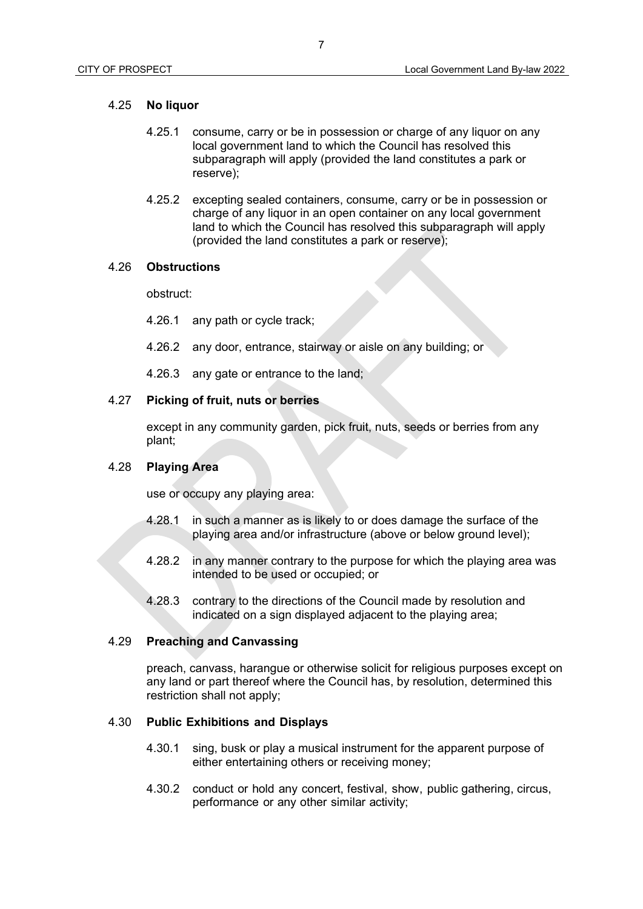### 4.25 **No liquor**

4.25.1 consume, carry or be in possession or charge of any liquor on any local government land to which the Council has resolved this subparagraph will apply (provided the land constitutes a park or reserve);

4.25.2 excepting sealed containers, consume, carry or be in possession or charge of any liquor in an open container on any local government land to which the Council has resolved this subparagraph will apply (provided the land constitutes a park or reserve);

### 4.26 **Obstructions**

obstruct:

4.26.1 any path or cycle track;

4.26.2 any door, entrance, stairway or aisle on any building; or

4.26.3 any gate or entrance to the land;

### 4.27 **Picking of fruit, nuts or berries**

except in any community garden, pick fruit, nuts, seeds or berries from any plant;

### 4.28 **Playing Area**

use or occupy any playing area:

4.28.1 in such a manner as is likely to or does damage the surface of the playing area and/or infrastructure (above or below ground level);

4.28.2 in any manner contrary to the purpose for which the playing area was intended to be used or occupied; or

4.28.3 contrary to the directions of the Council made by resolution and indicated on a sign displayed adjacent to the playing area;

### 4.29 **Preaching and Canvassing**

preach, canvass, harangue or otherwise solicit for religious purposes except on any land or part thereof where the Council has, by resolution, determined this restriction shall not apply;

### 4.30 **Public Exhibitions and Displays**

4.30.1 sing, busk or play a musical instrument for the apparent purpose of either entertaining others or receiving money;

4.30.2 conduct or hold any concert, festival, show, public gathering, circus, performance or any other similar activity;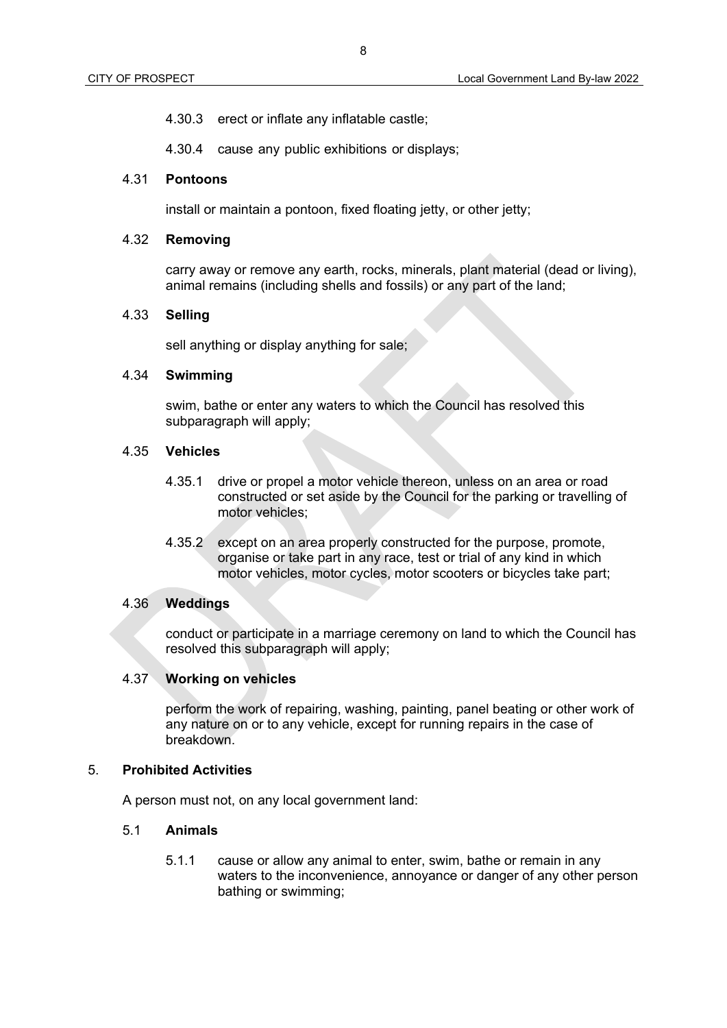4.30.3 erect or inflate any inflatable castle;

4.30.4 cause any public exhibitions or displays;

4.31 **Pontoons**

install or maintain a pontoon, fixed floating jetty, or other jetty;

4.32 **Removing**

carry away or remove any earth, rocks, minerals, plant material (dead or living), animal remains (including shells and fossils) or any part of the land;

4.33 **Selling**

sell anything or display anything for sale;

4.34 **Swimming**

swim, bathe or enter any waters to which the Council has resolved this subparagraph will apply;

4.35 **Vehicles**

4.35.1 drive or propel a motor vehicle thereon, unless on an area or road constructed or set aside by the Council for the parking or travelling of motor vehicles;

4.35.2 except on an area properly constructed for the purpose, promote, organise or take part in any race, test or trial of any kind in which motor vehicles, motor cycles, motor scooters or bicycles take part;

4.36 **Weddings**

conduct or participate in a marriage ceremony on land to which the Council has resolved this subparagraph will apply;

4.37 **Working on vehicles**

perform the work of repairing, washing, painting, panel beating or other work of any nature on or to any vehicle, except for running repairs in the case of breakdown.

## 5. Prohibited Activities

A person must not, on any local government land:

5.1 **Animals**

5.1.1 cause or allow any animal to enter, swim, bathe or remain in any waters to the inconvenience, annoyance or danger of any other person bathing or swimming;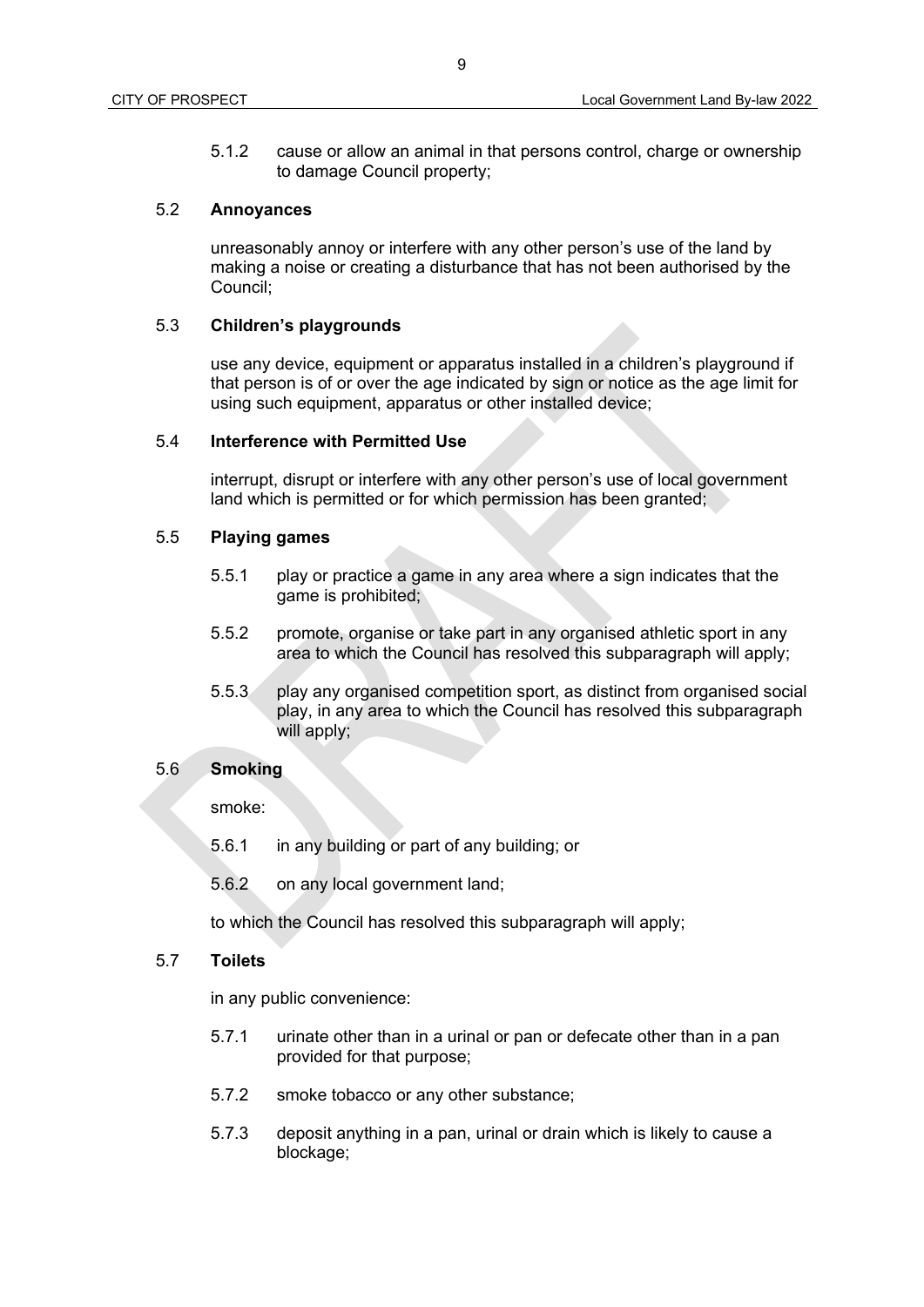5.1.2 cause or allow an animal in that persons control, charge or ownership to damage Council property;

5.2 **Annoyances**

unreasonably annoy or interfere with any other person's use of the land by making a noise or creating a disturbance that has not been authorised by the Council;

5.3 **Children's playgrounds**

use any device, equipment or apparatus installed in a children's playground if that person is of or over the age indicated by sign or notice as the age limit for using such equipment, apparatus or other installed device;

5.4 **Interference with Permitted Use**

interrupt, disrupt or interfere with any other person's use of local government land which is permitted or for which permission has been granted;

5.5 **Playing games**

5.5.1 play or practice a game in any area where a sign indicates that the game is prohibited;

5.5.2 promote, organise or take part in any organised athletic sport in any area to which the Council has resolved this subparagraph will apply;

5.5.3 play any organised competition sport, as distinct from organised social play, in any area to which the Council has resolved this subparagraph will apply;

5.6 **Smoking**

smoke:

5.6.1 in any building or part of any building; or

5.6.2 on any local government land;

to which the Council has resolved this subparagraph will apply;

5.7 **Toilets**

in any public convenience:

5.7.1 urinate other than in a urinal or pan or defecate other than in a pan provided for that purpose;

5.7.2 smoke tobacco or any other substance;

5.7.3 deposit anything in a pan, urinal or drain which is likely to cause a blockage;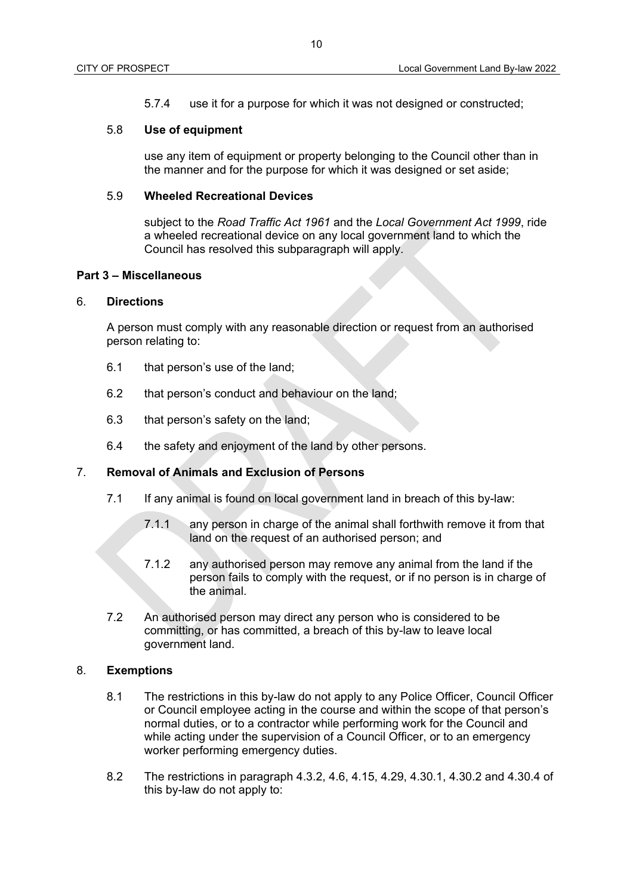5.7.4 use it for a purpose for which it was not designed or constructed;

5.8 **Use of equipment**

use any item of equipment or property belonging to the Council other than in the manner and for the purpose for which it was designed or set aside;

5.9 **Wheeled Recreational Devices**

subject to the *Road Traffic Act 1961* and the *Local Government Act 1999*, ride a wheeled recreational device on any local government land to which the Council has resolved this subparagraph will apply.

## Part 3 – Miscellaneous

### 6. Directions

A person must comply with any reasonable direction or request from an authorised person relating to:

6.1 that person's use of the land;

6.2 that person's conduct and behaviour on the land;

6.3 that person's safety on the land;

6.4 the safety and enjoyment of the land by other persons.

### 7. Removal of Animals and Exclusion of Persons

7.1 If any animal is found on local government land in breach of this by-law:

7.1.1 any person in charge of the animal shall forthwith remove it from that land on the request of an authorised person; and

7.1.2 any authorised person may remove any animal from the land if the person fails to comply with the request, or if no person is in charge of the animal.

7.2 An authorised person may direct any person who is considered to be committing, or has committed, a breach of this by-law to leave local government land.

### 8. Exemptions

8.1 The restrictions in this by-law do not apply to any Police Officer, Council Officer or Council employee acting in the course and within the scope of that person's normal duties, or to a contractor while performing work for the Council and while acting under the supervision of a Council Officer, or to an emergency worker performing emergency duties.

8.2 The restrictions in paragraph 4.3.2, 4.6, 4.15, 4.29, 4.30.1, 4.30.2 and 4.30.4 of this by-law do not apply to: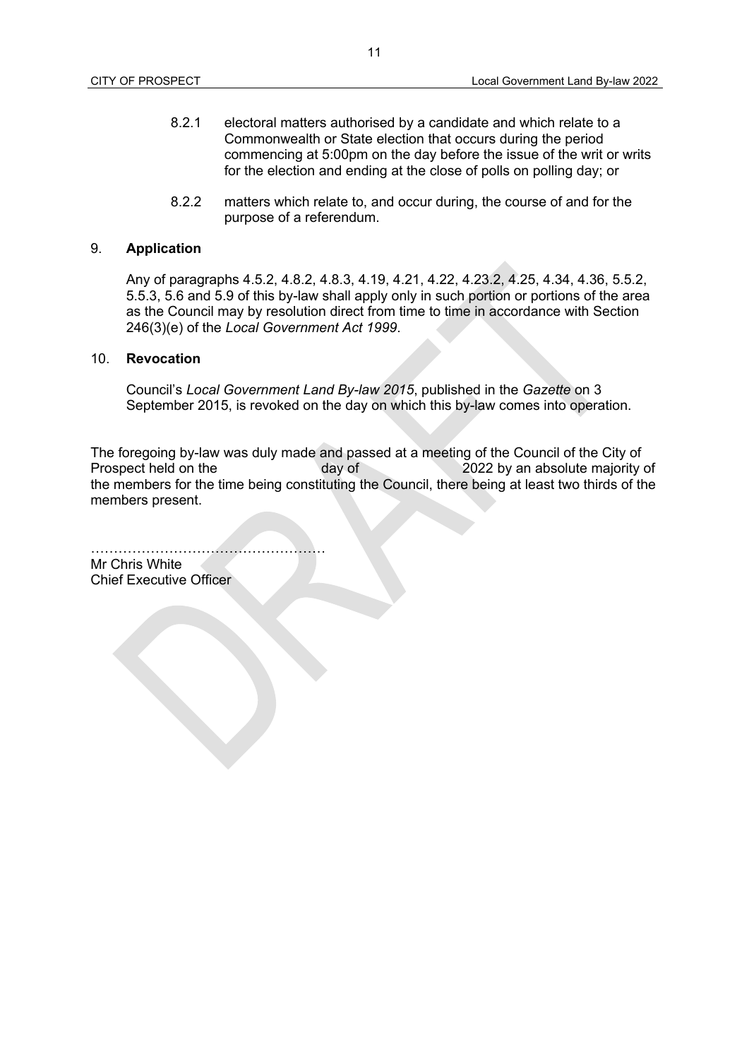8.2.1 electoral matters authorised by a candidate and which relate to a Commonwealth or State election that occurs during the period commencing at 5:00pm on the day before the issue of the writ or writs for the election and ending at the close of polls on polling day; or

8.2.2 matters which relate to, and occur during, the course of and for the purpose of a referendum.

## 9. Application

Any of paragraphs 4.5.2, 4.8.2, 4.8.3, 4.19, 4.21, 4.22, 4.23.2, 4.25, 4.34, 4.36, 5.5.2, 5.5.3, 5.6 and 5.9 of this by-law shall apply only in such portion or portions of the area as the Council may by resolution direct from time to time in accordance with Section 246(3)(e) of the *Local Government Act 1999*.

## 10. Revocation

Council's *Local Government Land By-law 2015*, published in the *Gazette* on 3 September 2015, is revoked on the day on which this by-law comes into operation.

The foregoing by-law was duly made and passed at a meeting of the Council of the City of Prospect held on the                    day of                    2022 by an absolute majority of the members for the time being constituting the Council, there being at least two thirds of the members present.

…………………………………………

Mr Chris White
Chief Executive Officer